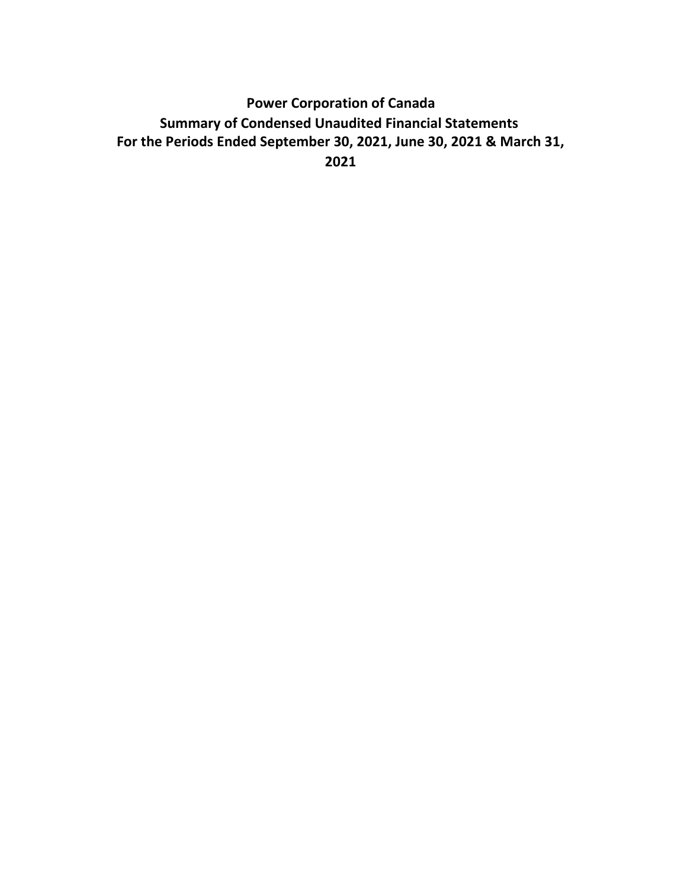# Power Corporation of Canada

## Summary of Condensed Unaudited Financial Statements

## For the Periods Ended September 30, 2021, June 30, 2021 & March 31, 2021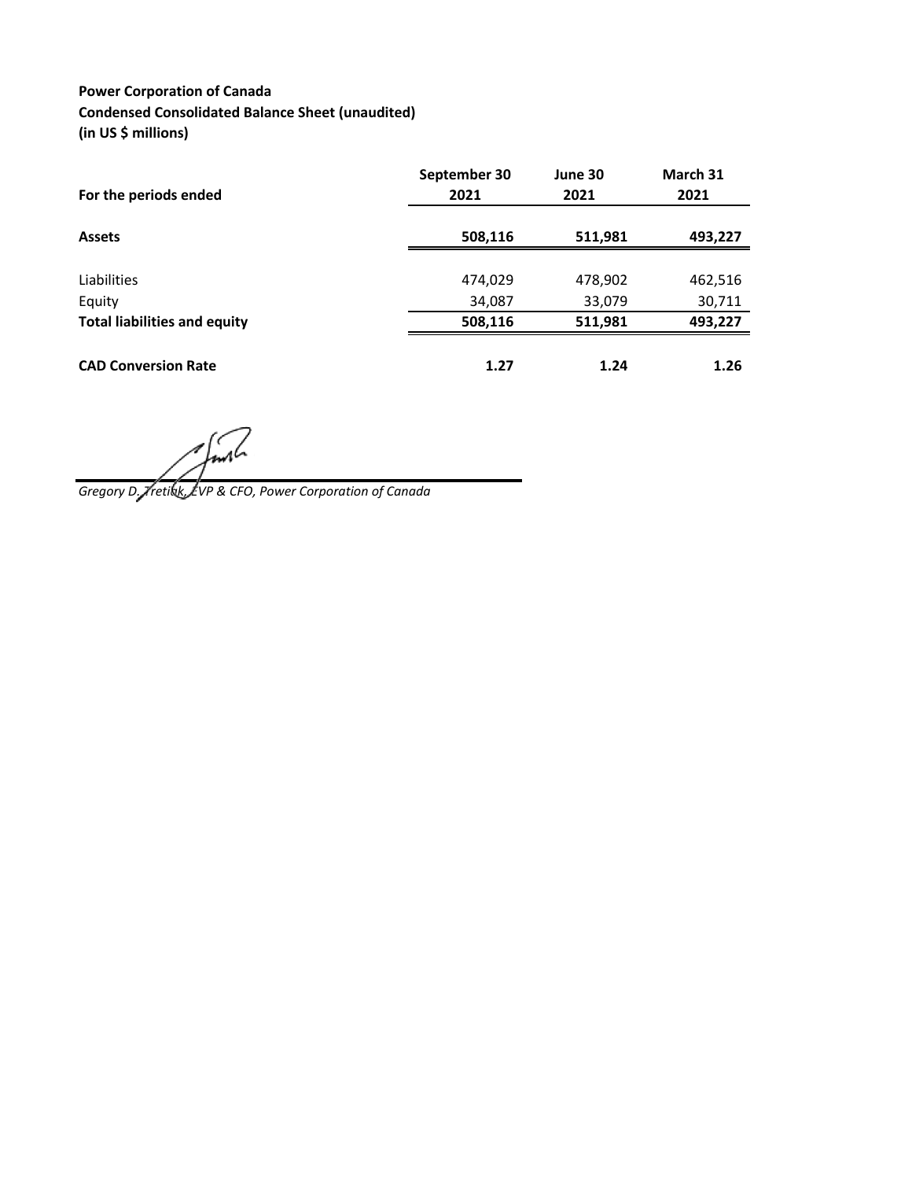**Power Corporation of Canada**
**Condensed Consolidated Balance Sheet (unaudited)**
**(in US $ millions)**

| For the periods ended | September 30 2021 | June 30 2021 | March 31 2021 |
|---|---|---|---|
| **Assets** | **508,116** | **511,981** | **493,227** |
| Liabilities | 474,029 | 478,902 | 462,516 |
| Equity | 34,087 | 33,079 | 30,711 |
| **Total liabilities and equity** | **508,116** | **511,981** | **493,227** |
| **CAD Conversion Rate** | **1.27** | **1.24** | **1.26** |

*Gregory D. Tretiak, EVP & CFO, Power Corporation of Canada*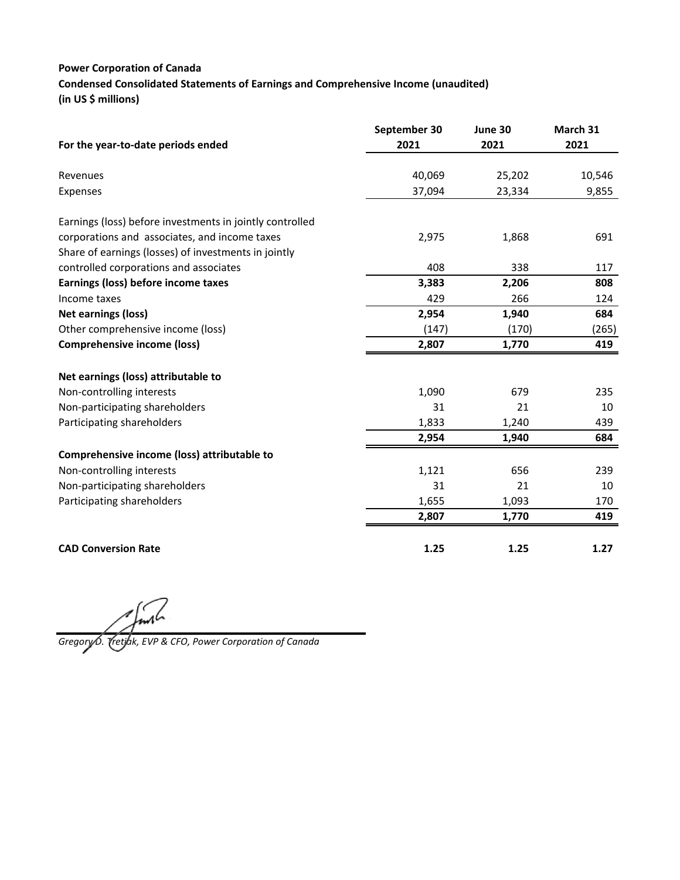**Power Corporation of Canada**
**Condensed Consolidated Statements of Earnings and Comprehensive Income (unaudited)**
**(in US $ millions)**

| For the year-to-date periods ended | September 30 2021 | June 30 2021 | March 31 2021 |
|---|---|---|---|
| Revenues | 40,069 | 25,202 | 10,546 |
| Expenses | 37,094 | 23,334 | 9,855 |
| Earnings (loss) before investments in jointly controlled corporations and associates, and income taxes | 2,975 | 1,868 | 691 |
| Share of earnings (losses) of investments in jointly controlled corporations and associates | 408 | 338 | 117 |
| **Earnings (loss) before income taxes** | **3,383** | **2,206** | **808** |
| Income taxes | 429 | 266 | 124 |
| **Net earnings (loss)** | **2,954** | **1,940** | **684** |
| Other comprehensive income (loss) | (147) | (170) | (265) |
| **Comprehensive income (loss)** | **2,807** | **1,770** | **419** |
| **Net earnings (loss) attributable to** | | | |
| Non-controlling interests | 1,090 | 679 | 235 |
| Non-participating shareholders | 31 | 21 | 10 |
| Participating shareholders | 1,833 | 1,240 | 439 |
| | **2,954** | **1,940** | **684** |
| **Comprehensive income (loss) attributable to** | | | |
| Non-controlling interests | 1,121 | 656 | 239 |
| Non-participating shareholders | 31 | 21 | 10 |
| Participating shareholders | 1,655 | 1,093 | 170 |
| | **2,807** | **1,770** | **419** |
| **CAD Conversion Rate** | **1.25** | **1.25** | **1.27** |

*Gregory D. Tretiak, EVP & CFO, Power Corporation of Canada*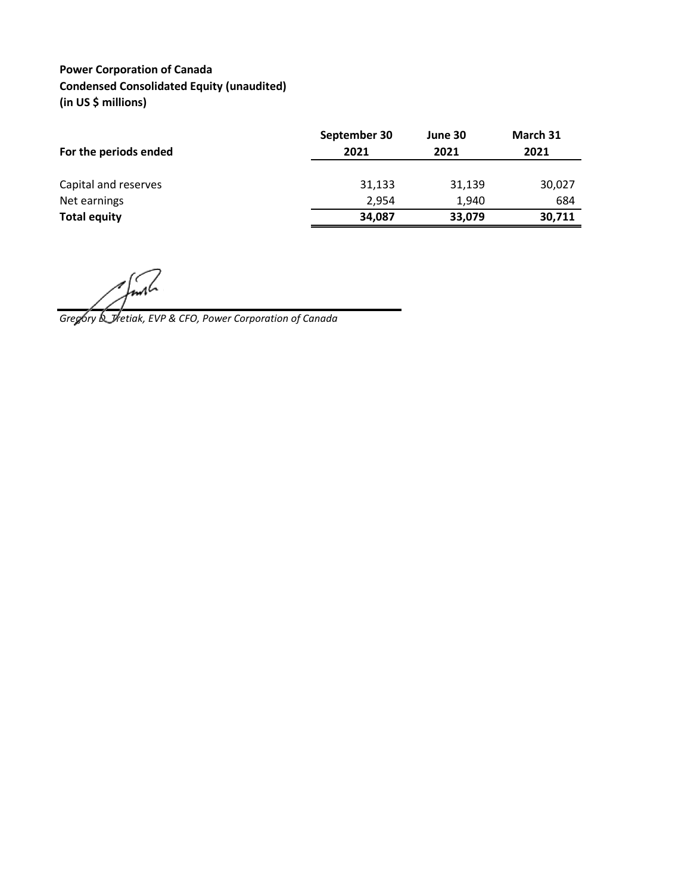**Power Corporation of Canada**
**Condensed Consolidated Equity (unaudited)**
**(in US $ millions)**

| For the periods ended | September 30 2021 | June 30 2021 | March 31 2021 |
|---|---|---|---|
| Capital and reserves | 31,133 | 31,139 | 30,027 |
| Net earnings | 2,954 | 1,940 | 684 |
| **Total equity** | **34,087** | **33,079** | **30,711** |

*Gregory D. Tretiak, EVP & CFO, Power Corporation of Canada*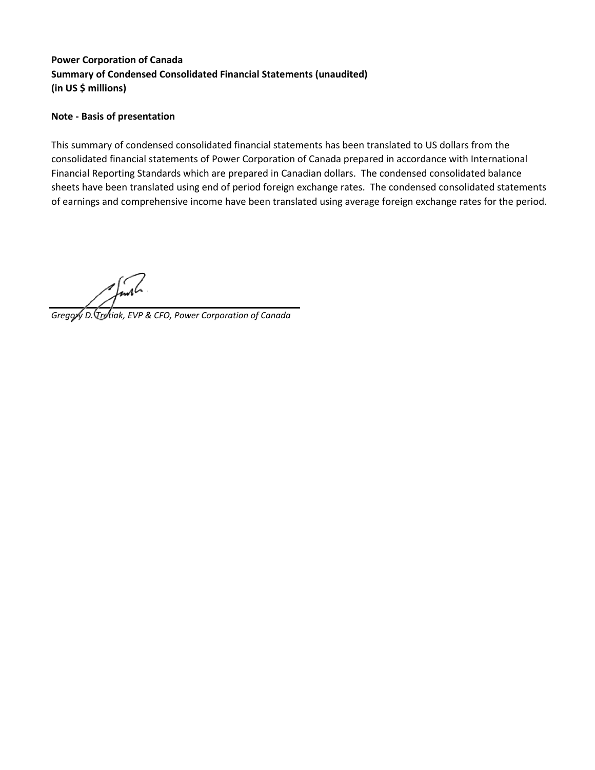**Power Corporation of Canada**
**Summary of Condensed Consolidated Financial Statements (unaudited)**
**(in US $ millions)**

**Note - Basis of presentation**

This summary of condensed consolidated financial statements has been translated to US dollars from the consolidated financial statements of Power Corporation of Canada prepared in accordance with International Financial Reporting Standards which are prepared in Canadian dollars. The condensed consolidated balance sheets have been translated using end of period foreign exchange rates. The condensed consolidated statements of earnings and comprehensive income have been translated using average foreign exchange rates for the period.

*Gregory D. Tretiak, EVP & CFO, Power Corporation of Canada*